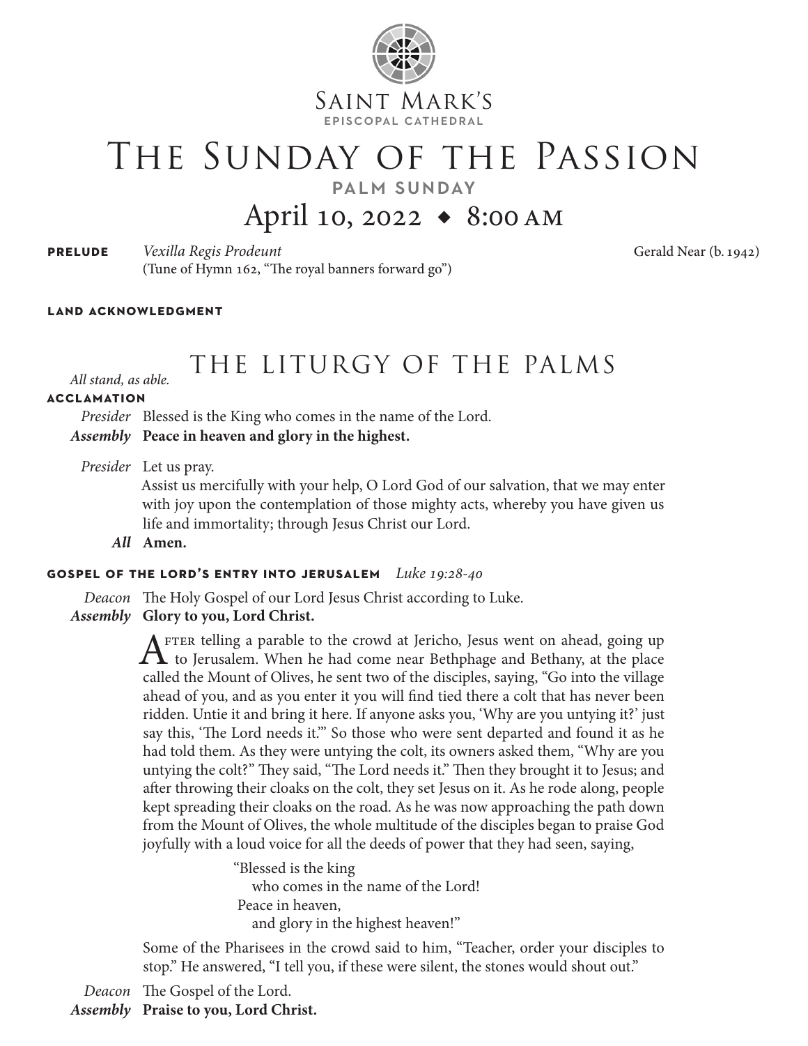Saint Mark's
EPISCOPAL CATHEDRAL

# The Sunday of the Passion

**PALM SUNDAY**

## April 10, 2022 ◆ 8:00 AM

**PRELUDE** *Vexilla Regis Prodeunt* (Tune of Hymn 162, "The royal banners forward go") — Gerald Near (b. 1942)

**LAND ACKNOWLEDGMENT**

## THE LITURGY OF THE PALMS

*All stand, as able.*

**ACCLAMATION**

*Presider* Blessed is the King who comes in the name of the Lord.
***Assembly*** **Peace in heaven and glory in the highest.**

*Presider* Let us pray.
Assist us mercifully with your help, O Lord God of our salvation, that we may enter with joy upon the contemplation of those mighty acts, whereby you have given us life and immortality; through Jesus Christ our Lord.
***All*** **Amen.**

**GOSPEL OF THE LORD'S ENTRY INTO JERUSALEM** *Luke 19:28-40*

*Deacon* The Holy Gospel of our Lord Jesus Christ according to Luke.
***Assembly*** **Glory to you, Lord Christ.**

After telling a parable to the crowd at Jericho, Jesus went on ahead, going up to Jerusalem. When he had come near Bethphage and Bethany, at the place called the Mount of Olives, he sent two of the disciples, saying, "Go into the village ahead of you, and as you enter it you will find tied there a colt that has never been ridden. Untie it and bring it here. If anyone asks you, 'Why are you untying it?' just say this, 'The Lord needs it.'" So those who were sent departed and found it as he had told them. As they were untying the colt, its owners asked them, "Why are you untying the colt?" They said, "The Lord needs it." Then they brought it to Jesus; and after throwing their cloaks on the colt, they set Jesus on it. As he rode along, people kept spreading their cloaks on the road. As he was now approaching the path down from the Mount of Olives, the whole multitude of the disciples began to praise God joyfully with a loud voice for all the deeds of power that they had seen, saying,

"Blessed is the king
who comes in the name of the Lord!
Peace in heaven,
and glory in the highest heaven!"

Some of the Pharisees in the crowd said to him, "Teacher, order your disciples to stop." He answered, "I tell you, if these were silent, the stones would shout out."

*Deacon* The Gospel of the Lord.
***Assembly*** **Praise to you, Lord Christ.**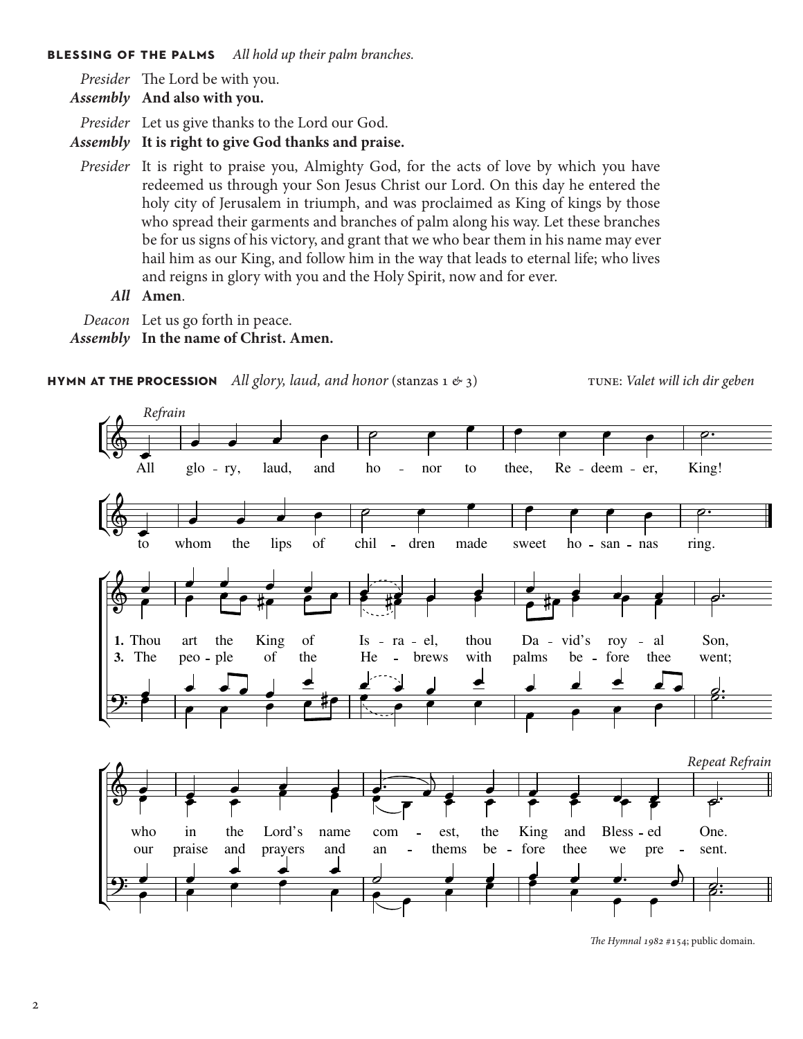**BLESSING OF THE PALMS** *All hold up their palm branches.*

*Presider* The Lord be with you.
***Assembly*** **And also with you.**

*Presider* Let us give thanks to the Lord our God.
***Assembly*** **It is right to give God thanks and praise.**

*Presider* It is right to praise you, Almighty God, for the acts of love by which you have redeemed us through your Son Jesus Christ our Lord. On this day he entered the holy city of Jerusalem in triumph, and was proclaimed as King of kings by those who spread their garments and branches of palm along his way. Let these branches be for us signs of his victory, and grant that we who bear them in his name may ever hail him as our King, and follow him in the way that leads to eternal life; who lives and reigns in glory with you and the Holy Spirit, now and for ever.

***All*** **Amen**.

*Deacon* Let us go forth in peace.
***Assembly*** **In the name of Christ. Amen.**

**HYMN AT THE PROCESSION** *All glory, laud, and honor* (stanzas 1 & 3) TUNE: *Valet will ich dir geben*

*Refrain*
All glory, laud, and honor to thee, Redeemer, King!
to whom the lips of children made sweet hosannas ring.

**1.** Thou art the King of Israel, thou David's royal Son,
who in the Lord's name comest, the King and Blessed One.

**3.** The people of the Hebrews with palms before thee went;
our praise and prayers and anthems before thee we present.

*Repeat Refrain*

*The Hymnal 1982* #154; public domain.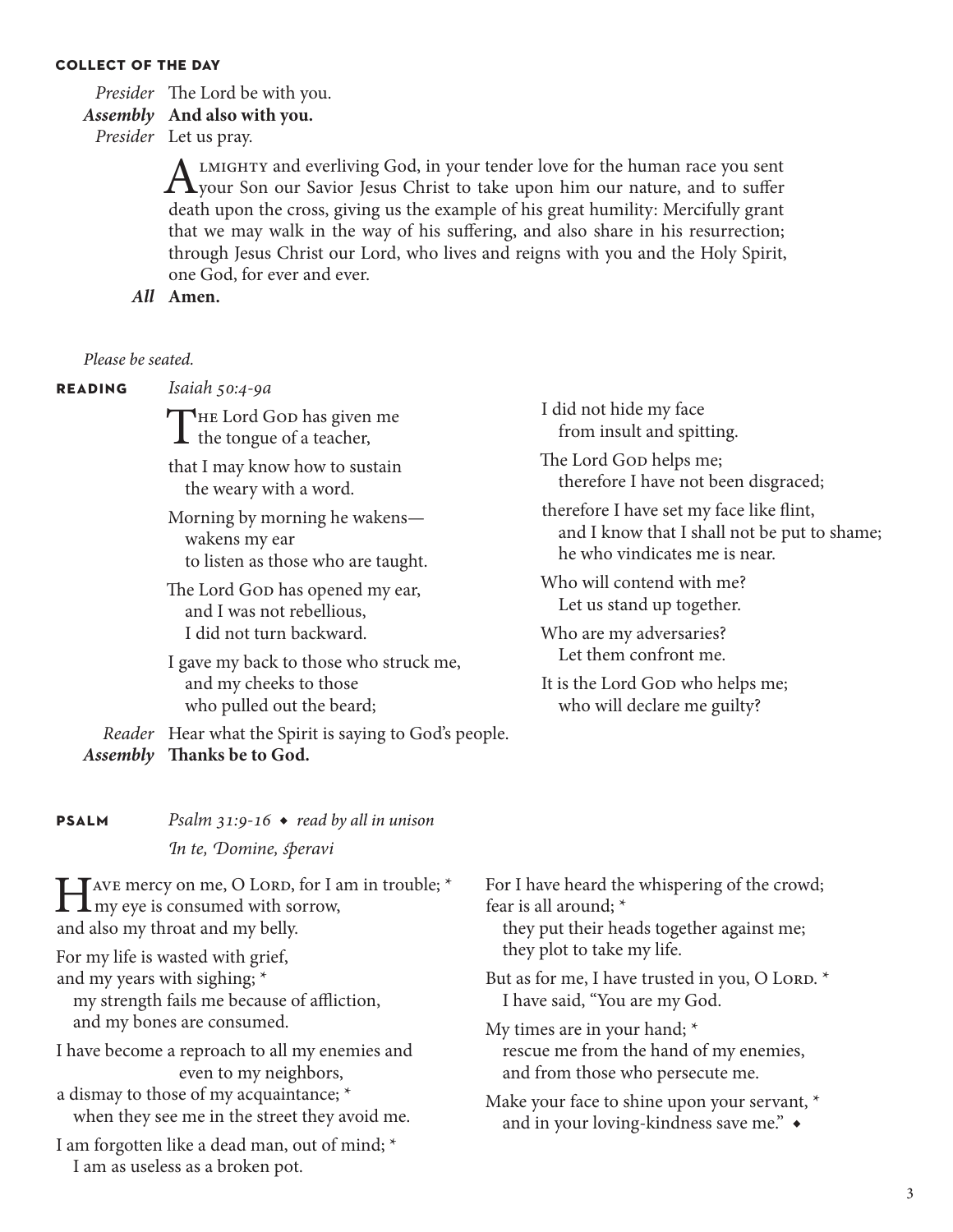#### COLLECT OF THE DAY

*Presider* The Lord be with you.
***Assembly*** **And also with you.**
*Presider* Let us pray.

Almighty and everliving God, in your tender love for the human race you sent your Son our Savior Jesus Christ to take upon him our nature, and to suffer death upon the cross, giving us the example of his great humility: Mercifully grant that we may walk in the way of his suffering, and also share in his resurrection; through Jesus Christ our Lord, who lives and reigns with you and the Holy Spirit, one God, for ever and ever.

***All*** **Amen.**

*Please be seated.*

#### READING *Isaiah 50:4-9a*

The Lord God has given me
the tongue of a teacher,

that I may know how to sustain
the weary with a word.

Morning by morning he wakens—
wakens my ear
to listen as those who are taught.

The Lord God has opened my ear,
and I was not rebellious,
I did not turn backward.

I gave my back to those who struck me,
and my cheeks to those
who pulled out the beard;

I did not hide my face
from insult and spitting.

The Lord God helps me;
therefore I have not been disgraced;

therefore I have set my face like flint,
and I know that I shall not be put to shame;
he who vindicates me is near.

Who will contend with me?
Let us stand up together.

Who are my adversaries?
Let them confront me.

It is the Lord God who helps me;
who will declare me guilty?

*Reader* Hear what the Spirit is saying to God's people.
***Assembly*** **Thanks be to God.**

#### PSALM *Psalm 31:9-16 ◆ read by all in unison*

*In te, Domine, speravi*

Have mercy on me, O Lord, for I am in trouble; *
my eye is consumed with sorrow,
and also my throat and my belly.

For my life is wasted with grief,
and my years with sighing; *
my strength fails me because of affliction,
and my bones are consumed.

I have become a reproach to all my enemies and
even to my neighbors,
a dismay to those of my acquaintance; *
when they see me in the street they avoid me.

I am forgotten like a dead man, out of mind; *
I am as useless as a broken pot.

For I have heard the whispering of the crowd;
fear is all around; *
they put their heads together against me;
they plot to take my life.

But as for me, I have trusted in you, O Lord. *
I have said, "You are my God.

My times are in your hand; *
rescue me from the hand of my enemies,
and from those who persecute me.

Make your face to shine upon your servant, *
and in your loving-kindness save me." ◆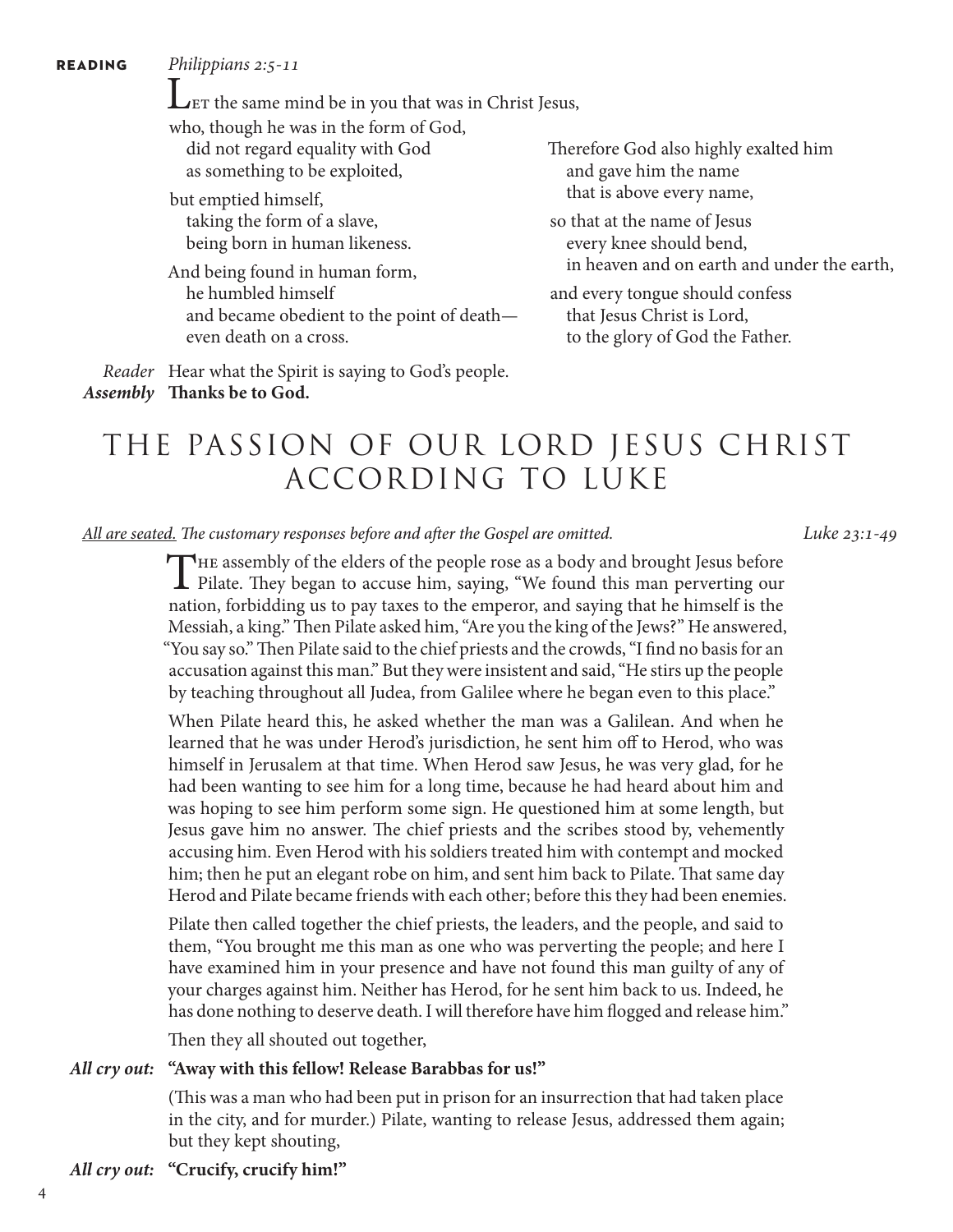**READING** *Philippians 2:5-11*

Let the same mind be in you that was in Christ Jesus,

who, though he was in the form of God,
  did not regard equality with God
  as something to be exploited,

but emptied himself,
  taking the form of a slave,
  being born in human likeness.

And being found in human form,
  he humbled himself
  and became obedient to the point of death—
  even death on a cross.

Therefore God also highly exalted him
  and gave him the name
  that is above every name,

so that at the name of Jesus
  every knee should bend,
  in heaven and on earth and under the earth,

and every tongue should confess
  that Jesus Christ is Lord,
  to the glory of God the Father.

*Reader* Hear what the Spirit is saying to God's people.
***Assembly*** **Thanks be to God.**

# THE PASSION OF OUR LORD JESUS CHRIST ACCORDING TO LUKE

*All are seated. The customary responses before and after the Gospel are omitted.* *Luke 23:1-49*

The assembly of the elders of the people rose as a body and brought Jesus before Pilate. They began to accuse him, saying, "We found this man perverting our nation, forbidding us to pay taxes to the emperor, and saying that he himself is the Messiah, a king." Then Pilate asked him, "Are you the king of the Jews?" He answered, "You say so." Then Pilate said to the chief priests and the crowds, "I find no basis for an accusation against this man." But they were insistent and said, "He stirs up the people by teaching throughout all Judea, from Galilee where he began even to this place."

When Pilate heard this, he asked whether the man was a Galilean. And when he learned that he was under Herod's jurisdiction, he sent him off to Herod, who was himself in Jerusalem at that time. When Herod saw Jesus, he was very glad, for he had been wanting to see him for a long time, because he had heard about him and was hoping to see him perform some sign. He questioned him at some length, but Jesus gave him no answer. The chief priests and the scribes stood by, vehemently accusing him. Even Herod with his soldiers treated him with contempt and mocked him; then he put an elegant robe on him, and sent him back to Pilate. That same day Herod and Pilate became friends with each other; before this they had been enemies.

Pilate then called together the chief priests, the leaders, and the people, and said to them, "You brought me this man as one who was perverting the people; and here I have examined him in your presence and have not found this man guilty of any of your charges against him. Neither has Herod, for he sent him back to us. Indeed, he has done nothing to deserve death. I will therefore have him flogged and release him."

Then they all shouted out together,

***All cry out:*** **"Away with this fellow! Release Barabbas for us!"**

(This was a man who had been put in prison for an insurrection that had taken place in the city, and for murder.) Pilate, wanting to release Jesus, addressed them again; but they kept shouting,

***All cry out:*** **"Crucify, crucify him!"**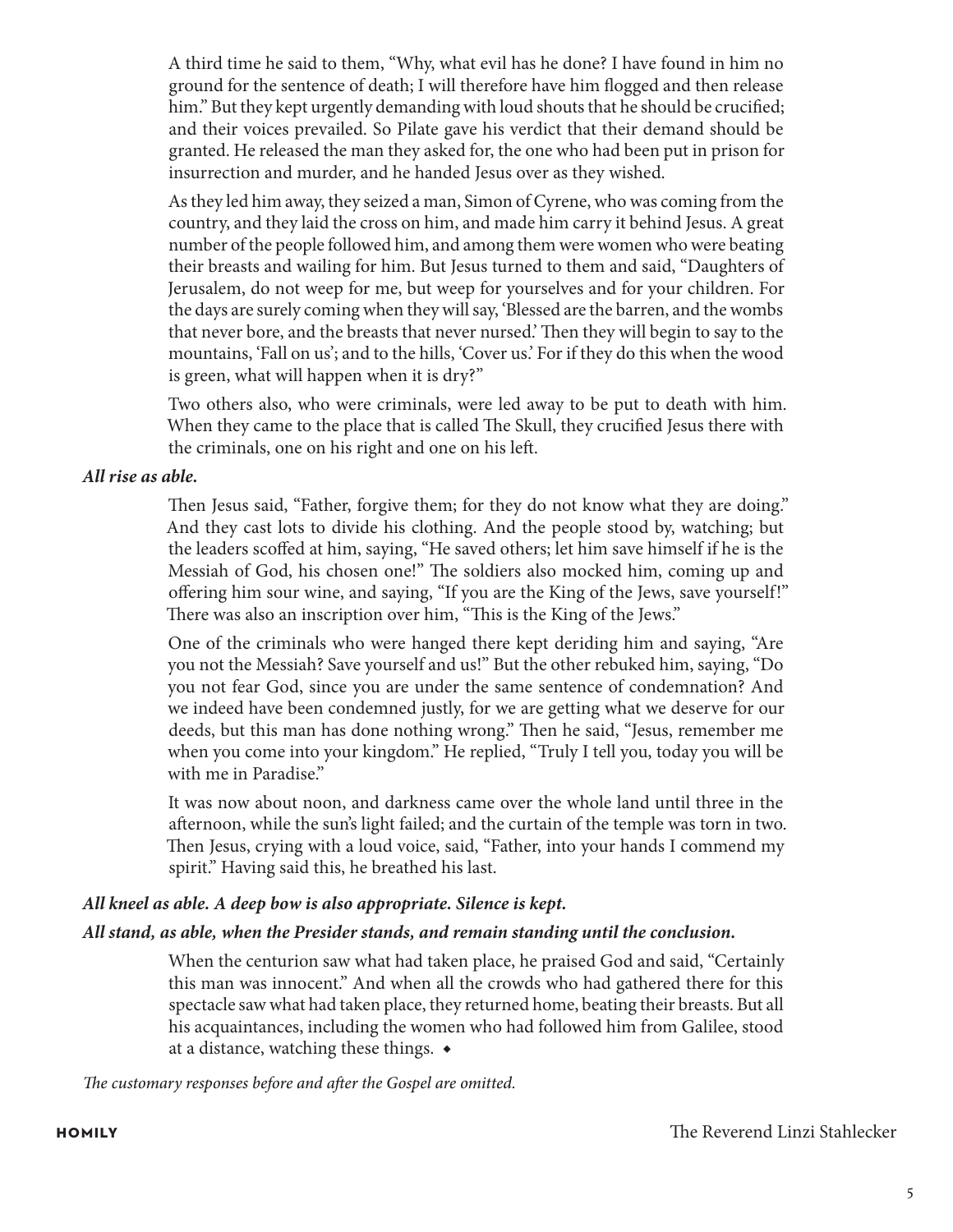A third time he said to them, "Why, what evil has he done? I have found in him no ground for the sentence of death; I will therefore have him flogged and then release him." But they kept urgently demanding with loud shouts that he should be crucified; and their voices prevailed. So Pilate gave his verdict that their demand should be granted. He released the man they asked for, the one who had been put in prison for insurrection and murder, and he handed Jesus over as they wished.

As they led him away, they seized a man, Simon of Cyrene, who was coming from the country, and they laid the cross on him, and made him carry it behind Jesus. A great number of the people followed him, and among them were women who were beating their breasts and wailing for him. But Jesus turned to them and said, "Daughters of Jerusalem, do not weep for me, but weep for yourselves and for your children. For the days are surely coming when they will say, 'Blessed are the barren, and the wombs that never bore, and the breasts that never nursed.' Then they will begin to say to the mountains, 'Fall on us'; and to the hills, 'Cover us.' For if they do this when the wood is green, what will happen when it is dry?"

Two others also, who were criminals, were led away to be put to death with him. When they came to the place that is called The Skull, they crucified Jesus there with the criminals, one on his right and one on his left.

***All rise as able.***

Then Jesus said, "Father, forgive them; for they do not know what they are doing." And they cast lots to divide his clothing. And the people stood by, watching; but the leaders scoffed at him, saying, "He saved others; let him save himself if he is the Messiah of God, his chosen one!" The soldiers also mocked him, coming up and offering him sour wine, and saying, "If you are the King of the Jews, save yourself!" There was also an inscription over him, "This is the King of the Jews."

One of the criminals who were hanged there kept deriding him and saying, "Are you not the Messiah? Save yourself and us!" But the other rebuked him, saying, "Do you not fear God, since you are under the same sentence of condemnation? And we indeed have been condemned justly, for we are getting what we deserve for our deeds, but this man has done nothing wrong." Then he said, "Jesus, remember me when you come into your kingdom." He replied, "Truly I tell you, today you will be with me in Paradise."

It was now about noon, and darkness came over the whole land until three in the afternoon, while the sun's light failed; and the curtain of the temple was torn in two. Then Jesus, crying with a loud voice, said, "Father, into your hands I commend my spirit." Having said this, he breathed his last.

***All kneel as able. A deep bow is also appropriate. Silence is kept.***

***All stand, as able, when the Presider stands, and remain standing until the conclusion.***

When the centurion saw what had taken place, he praised God and said, "Certainly this man was innocent." And when all the crowds who had gathered there for this spectacle saw what had taken place, they returned home, beating their breasts. But all his acquaintances, including the women who had followed him from Galilee, stood at a distance, watching these things. ◆

*The customary responses before and after the Gospel are omitted.*

**HOMILY** The Reverend Linzi Stahlecker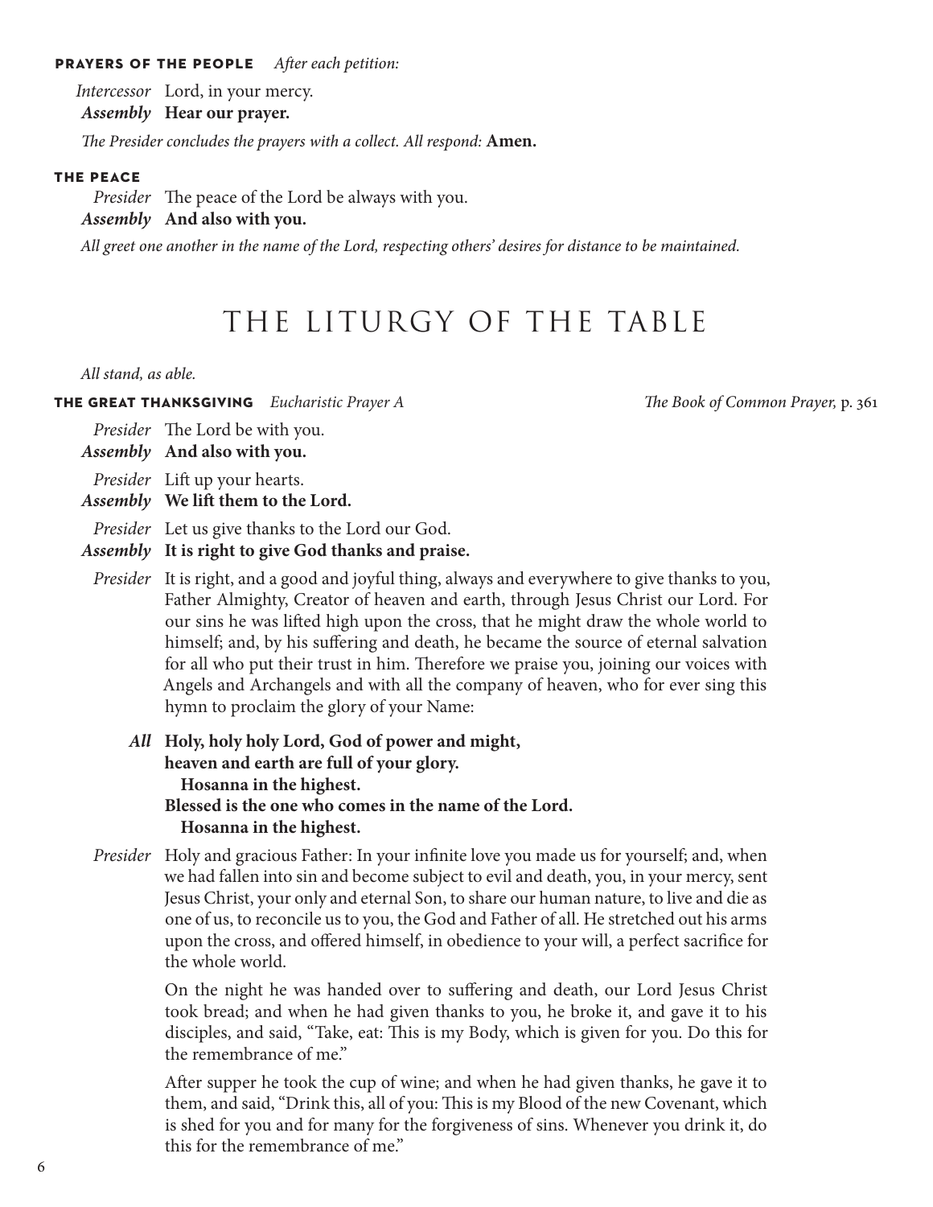**PRAYERS OF THE PEOPLE** *After each petition:*

*Intercessor* Lord, in your mercy.
***Assembly*** **Hear our prayer.**

*The Presider concludes the prayers with a collect. All respond:* **Amen.**

**THE PEACE**

*Presider* The peace of the Lord be always with you.
***Assembly*** **And also with you.**

*All greet one another in the name of the Lord, respecting others' desires for distance to be maintained.*

# THE LITURGY OF THE TABLE

*All stand, as able.*

**THE GREAT THANKSGIVING** *Eucharistic Prayer A* *The Book of Common Prayer,* p. 361

*Presider* The Lord be with you.
***Assembly*** **And also with you.**

*Presider* Lift up your hearts.
***Assembly*** **We lift them to the Lord.**

*Presider* Let us give thanks to the Lord our God.
***Assembly*** **It is right to give God thanks and praise.**

*Presider* It is right, and a good and joyful thing, always and everywhere to give thanks to you, Father Almighty, Creator of heaven and earth, through Jesus Christ our Lord. For our sins he was lifted high upon the cross, that he might draw the whole world to himself; and, by his suffering and death, he became the source of eternal salvation for all who put their trust in him. Therefore we praise you, joining our voices with Angels and Archangels and with all the company of heaven, who for ever sing this hymn to proclaim the glory of your Name:

***All*** **Holy, holy holy Lord, God of power and might,**
**heaven and earth are full of your glory.**
**Hosanna in the highest.**
**Blessed is the one who comes in the name of the Lord.**
**Hosanna in the highest.**

*Presider* Holy and gracious Father: In your infinite love you made us for yourself; and, when we had fallen into sin and become subject to evil and death, you, in your mercy, sent Jesus Christ, your only and eternal Son, to share our human nature, to live and die as one of us, to reconcile us to you, the God and Father of all. He stretched out his arms upon the cross, and offered himself, in obedience to your will, a perfect sacrifice for the whole world.

On the night he was handed over to suffering and death, our Lord Jesus Christ took bread; and when he had given thanks to you, he broke it, and gave it to his disciples, and said, "Take, eat: This is my Body, which is given for you. Do this for the remembrance of me."

After supper he took the cup of wine; and when he had given thanks, he gave it to them, and said, "Drink this, all of you: This is my Blood of the new Covenant, which is shed for you and for many for the forgiveness of sins. Whenever you drink it, do this for the remembrance of me."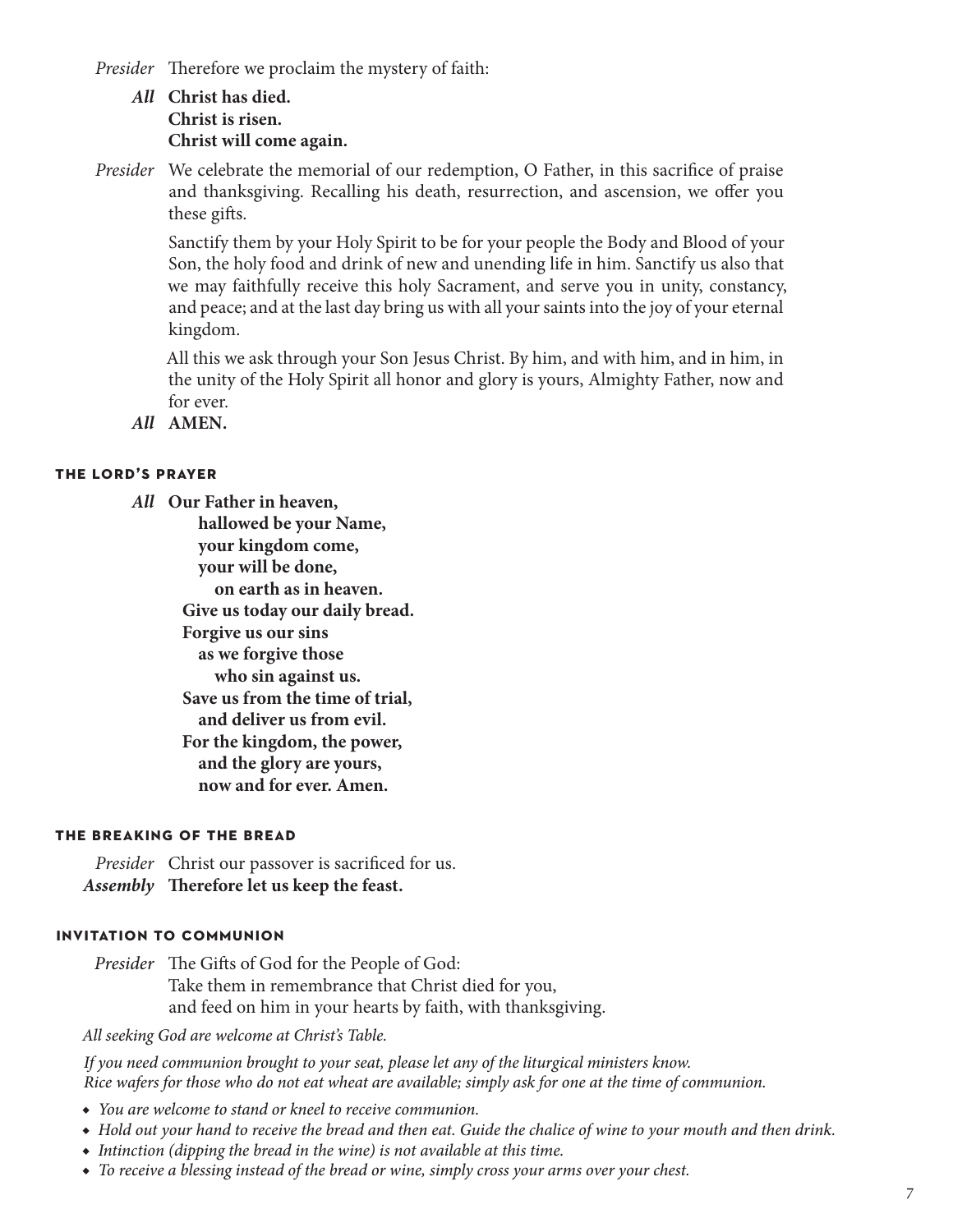*Presider* Therefore we proclaim the mystery of faith:

***All*** **Christ has died.**
**Christ is risen.**
**Christ will come again.**

*Presider* We celebrate the memorial of our redemption, O Father, in this sacrifice of praise and thanksgiving. Recalling his death, resurrection, and ascension, we offer you these gifts.

Sanctify them by your Holy Spirit to be for your people the Body and Blood of your Son, the holy food and drink of new and unending life in him. Sanctify us also that we may faithfully receive this holy Sacrament, and serve you in unity, constancy, and peace; and at the last day bring us with all your saints into the joy of your eternal kingdom.

All this we ask through your Son Jesus Christ. By him, and with him, and in him, in the unity of the Holy Spirit all honor and glory is yours, Almighty Father, now and for ever.

***All*** **AMEN.**

### THE LORD'S PRAYER

***All*** **Our Father in heaven,**
**hallowed be your Name,**
**your kingdom come,**
**your will be done,**
**on earth as in heaven.**
**Give us today our daily bread.**
**Forgive us our sins**
**as we forgive those**
**who sin against us.**
**Save us from the time of trial,**
**and deliver us from evil.**
**For the kingdom, the power,**
**and the glory are yours,**
**now and for ever. Amen.**

### THE BREAKING OF THE BREAD

*Presider* Christ our passover is sacrificed for us.
***Assembly*** **Therefore let us keep the feast.**

### INVITATION TO COMMUNION

*Presider* The Gifts of God for the People of God:
Take them in remembrance that Christ died for you,
and feed on him in your hearts by faith, with thanksgiving.

*All seeking God are welcome at Christ's Table.*

*If you need communion brought to your seat, please let any of the liturgical ministers know.*
*Rice wafers for those who do not eat wheat are available; simply ask for one at the time of communion.*

- *You are welcome to stand or kneel to receive communion.*
- *Hold out your hand to receive the bread and then eat. Guide the chalice of wine to your mouth and then drink.*
- *Intinction (dipping the bread in the wine) is not available at this time.*
- *To receive a blessing instead of the bread or wine, simply cross your arms over your chest.*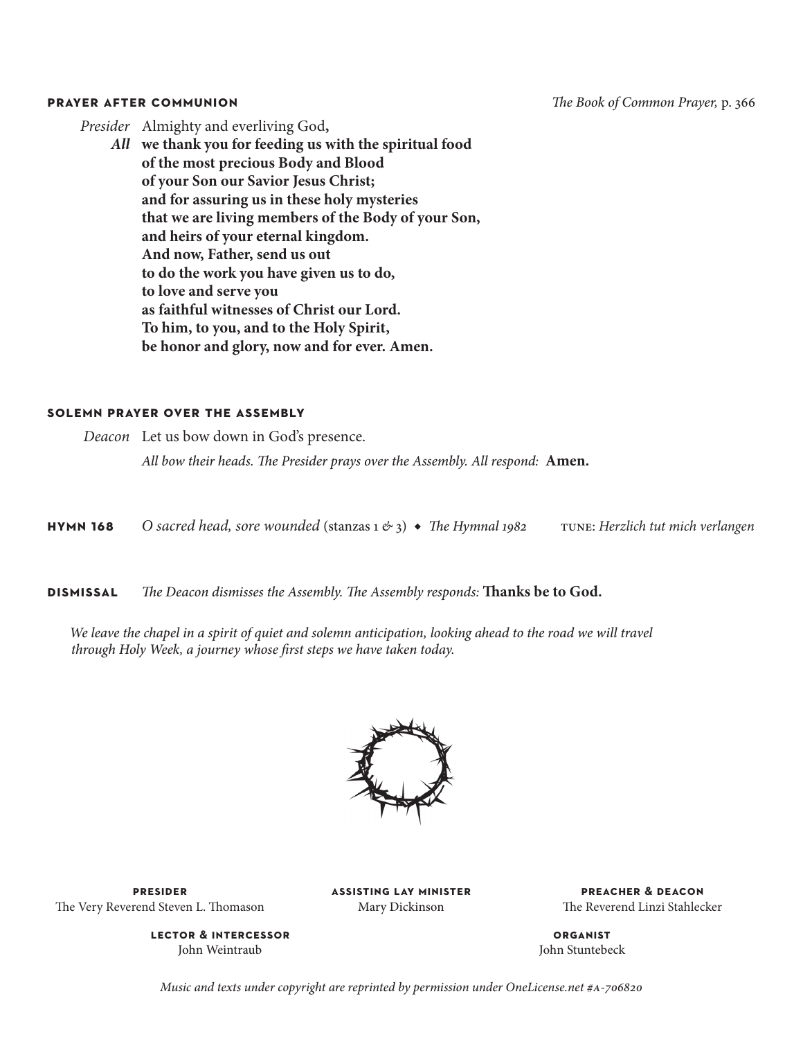**PRAYER AFTER COMMUNION** *The Book of Common Prayer,* p. 366

*Presider* Almighty and everliving God**,**

***All*** **we thank you for feeding us with the spiritual food of the most precious Body and Blood of your Son our Savior Jesus Christ; and for assuring us in these holy mysteries that we are living members of the Body of your Son, and heirs of your eternal kingdom. And now, Father, send us out to do the work you have given us to do, to love and serve you as faithful witnesses of Christ our Lord. To him, to you, and to the Holy Spirit, be honor and glory, now and for ever. Amen.**

**SOLEMN PRAYER OVER THE ASSEMBLY**

*Deacon* Let us bow down in God's presence.

*All bow their heads. The Presider prays over the Assembly. All respond:* **Amen.**

**HYMN 168** *O sacred head, sore wounded* (stanzas 1 & 3) ◆ *The Hymnal 1982* TUNE: *Herzlich tut mich verlangen*

**DISMISSAL** *The Deacon dismisses the Assembly. The Assembly responds:* **Thanks be to God.**

*We leave the chapel in a spirit of quiet and solemn anticipation, looking ahead to the road we will travel through Holy Week, a journey whose first steps we have taken today.*

**PRESIDER**
The Very Reverend Steven L. Thomason

**ASSISTING LAY MINISTER**
Mary Dickinson

**PREACHER & DEACON**
The Reverend Linzi Stahlecker

**LECTOR & INTERCESSOR**
John Weintraub

**ORGANIST**
John Stuntebeck

*Music and texts under copyright are reprinted by permission under OneLicense.net #A-706820*